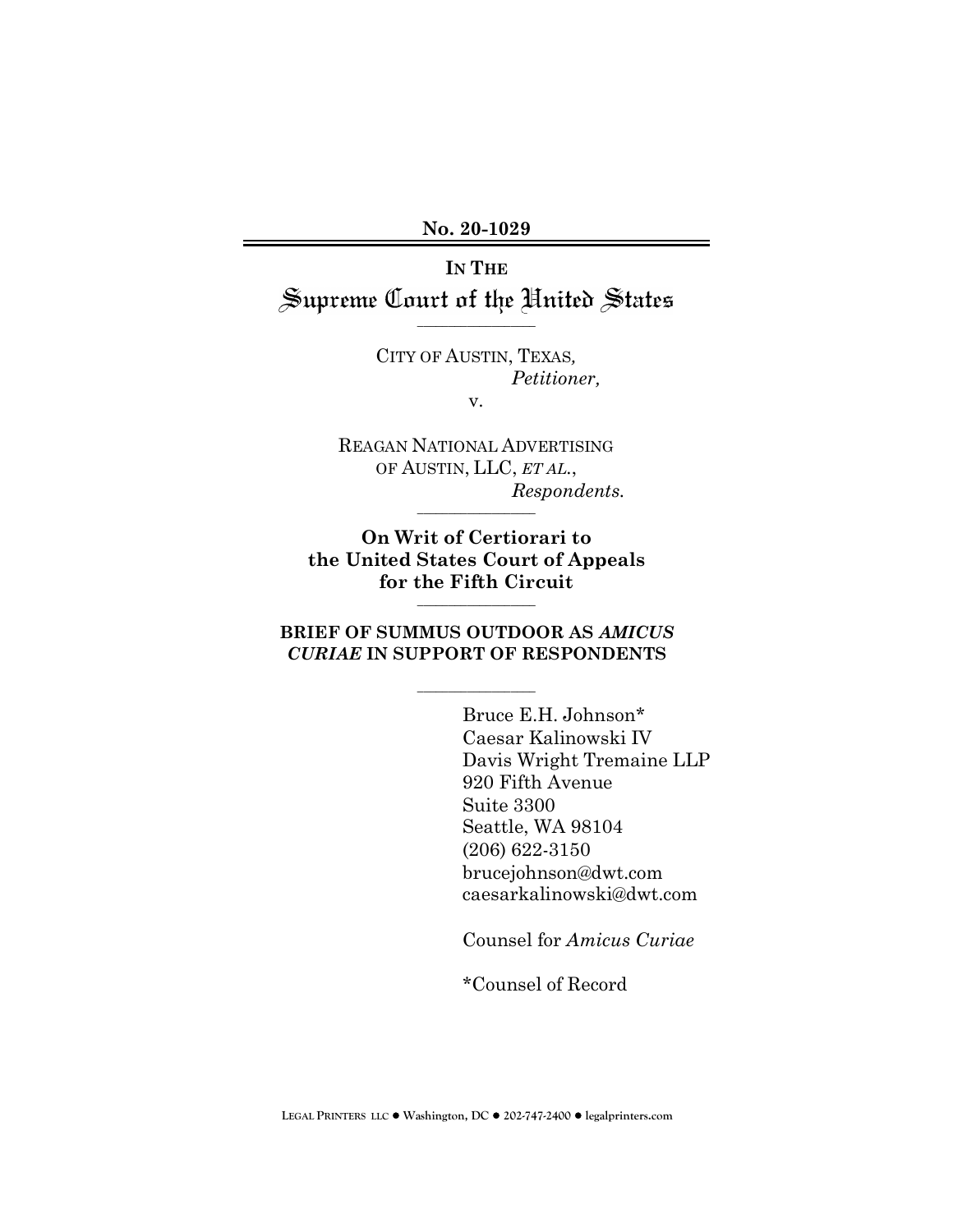**No. 20-1029**

---

**IN THE**

# Supreme Court of the United States

---

CITY OF AUSTIN, TEXAS,
*Petitioner,*

v.

REAGAN NATIONAL ADVERTISING OF AUSTIN, LLC, *ET AL.*,
*Respondents.*

---

**On Writ of Certiorari to the United States Court of Appeals for the Fifth Circuit**

---

**BRIEF OF SUMMUS OUTDOOR AS *AMICUS CURIAE* IN SUPPORT OF RESPONDENTS**

---

Bruce E.H. Johnson*
Caesar Kalinowski IV
Davis Wright Tremaine LLP
920 Fifth Avenue
Suite 3300
Seattle, WA 98104
(206) 622-3150
brucejohnson@dwt.com
caesarkalinowski@dwt.com

Counsel for *Amicus Curiae*

*Counsel of Record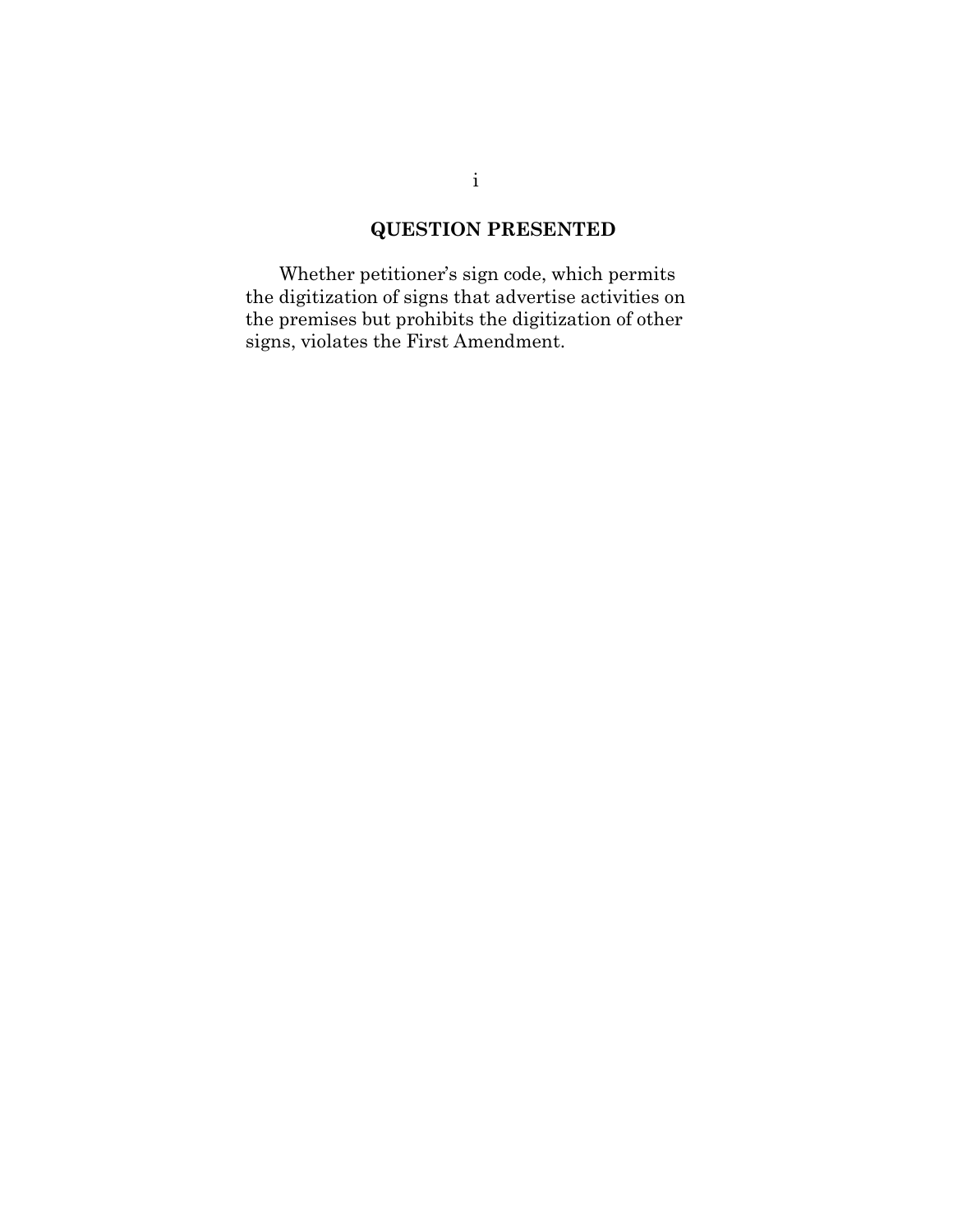## QUESTION PRESENTED

Whether petitioner's sign code, which permits the digitization of signs that advertise activities on the premises but prohibits the digitization of other signs, violates the First Amendment.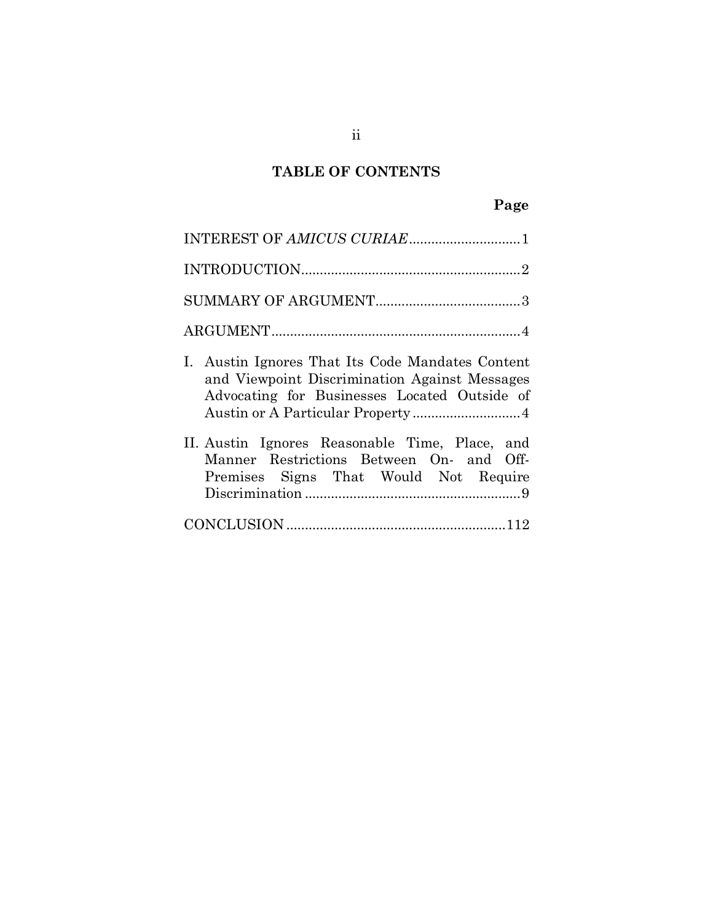**TABLE OF CONTENTS**

| | Page |
|---|---|
| INTEREST OF *AMICUS CURIAE* | 1 |
| INTRODUCTION | 2 |
| SUMMARY OF ARGUMENT | 3 |
| ARGUMENT | 4 |
| I. Austin Ignores That Its Code Mandates Content and Viewpoint Discrimination Against Messages Advocating for Businesses Located Outside of Austin or A Particular Property | 4 |
| II. Austin Ignores Reasonable Time, Place, and Manner Restrictions Between On- and Off-Premises Signs That Would Not Require Discrimination | 9 |
| CONCLUSION | 112 |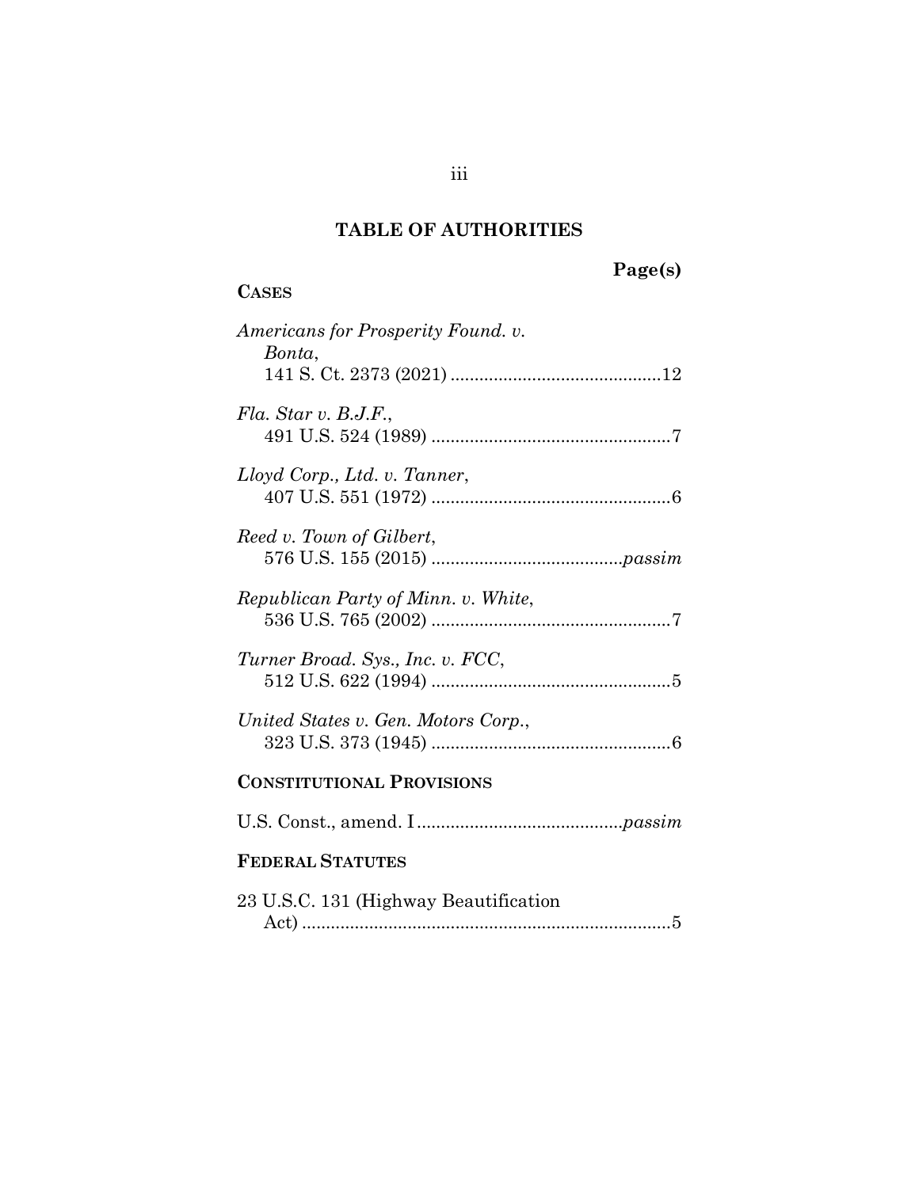# TABLE OF AUTHORITIES

**Page(s)**

**CASES**

*Americans for Prosperity Found. v. Bonta*,
141 S. Ct. 2373 (2021) ............................................12

*Fla. Star v. B.J.F.*,
491 U.S. 524 (1989) ..................................................7

*Lloyd Corp., Ltd. v. Tanner*,
407 U.S. 551 (1972) ..................................................6

*Reed v. Town of Gilbert*,
576 U.S. 155 (2015) ........................................*passim*

*Republican Party of Minn. v. White*,
536 U.S. 765 (2002) ..................................................7

*Turner Broad. Sys., Inc. v. FCC*,
512 U.S. 622 (1994) ..................................................5

*United States v. Gen. Motors Corp.*,
323 U.S. 373 (1945) ..................................................6

**CONSTITUTIONAL PROVISIONS**

U.S. Const., amend. I...........................................*passim*

**FEDERAL STATUTES**

23 U.S.C. 131 (Highway Beautification Act) .............................................................................5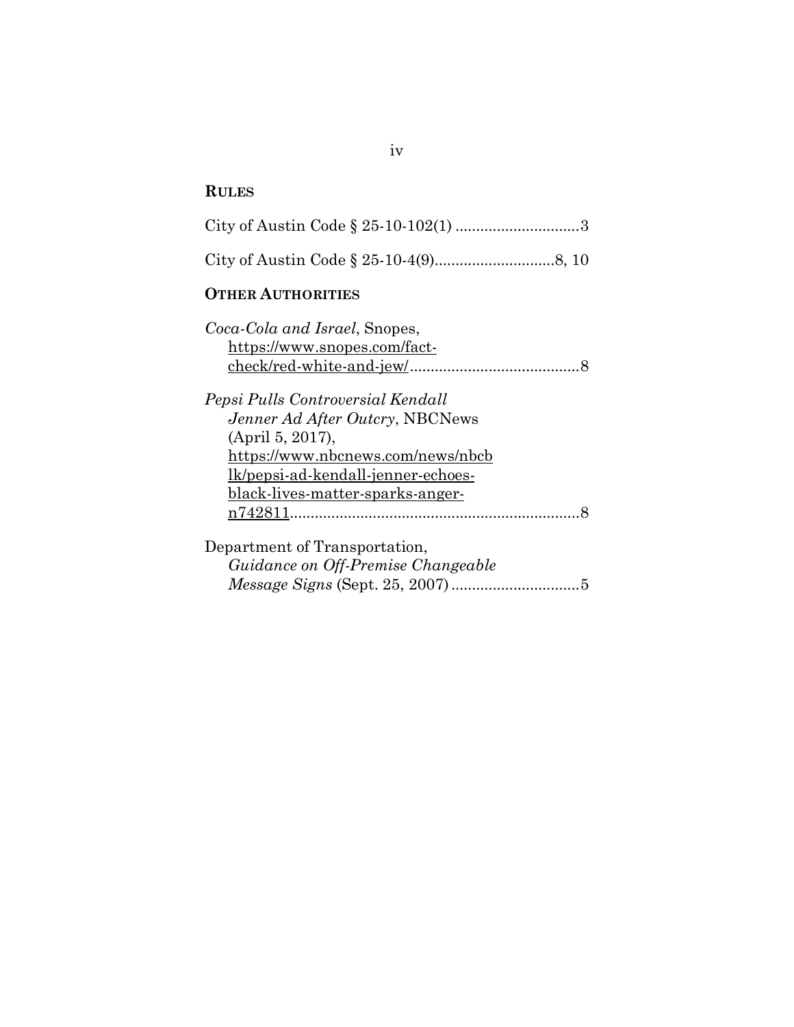## RULES

City of Austin Code § 25-10-102(1) ..............................3

City of Austin Code § 25-10-4(9)............................8, 10

## OTHER AUTHORITIES

*Coca-Cola and Israel*, Snopes, https://www.snopes.com/fact-check/red-white-and-jew/.........................................8

*Pepsi Pulls Controversial Kendall Jenner Ad After Outcry*, NBCNews (April 5, 2017), https://www.nbcnews.com/news/nbcblk/pepsi-ad-kendall-jenner-echoes-black-lives-matter-sparks-anger-n742811......................................................................8

Department of Transportation, *Guidance on Off-Premise Changeable Message Signs* (Sept. 25, 2007)...............................5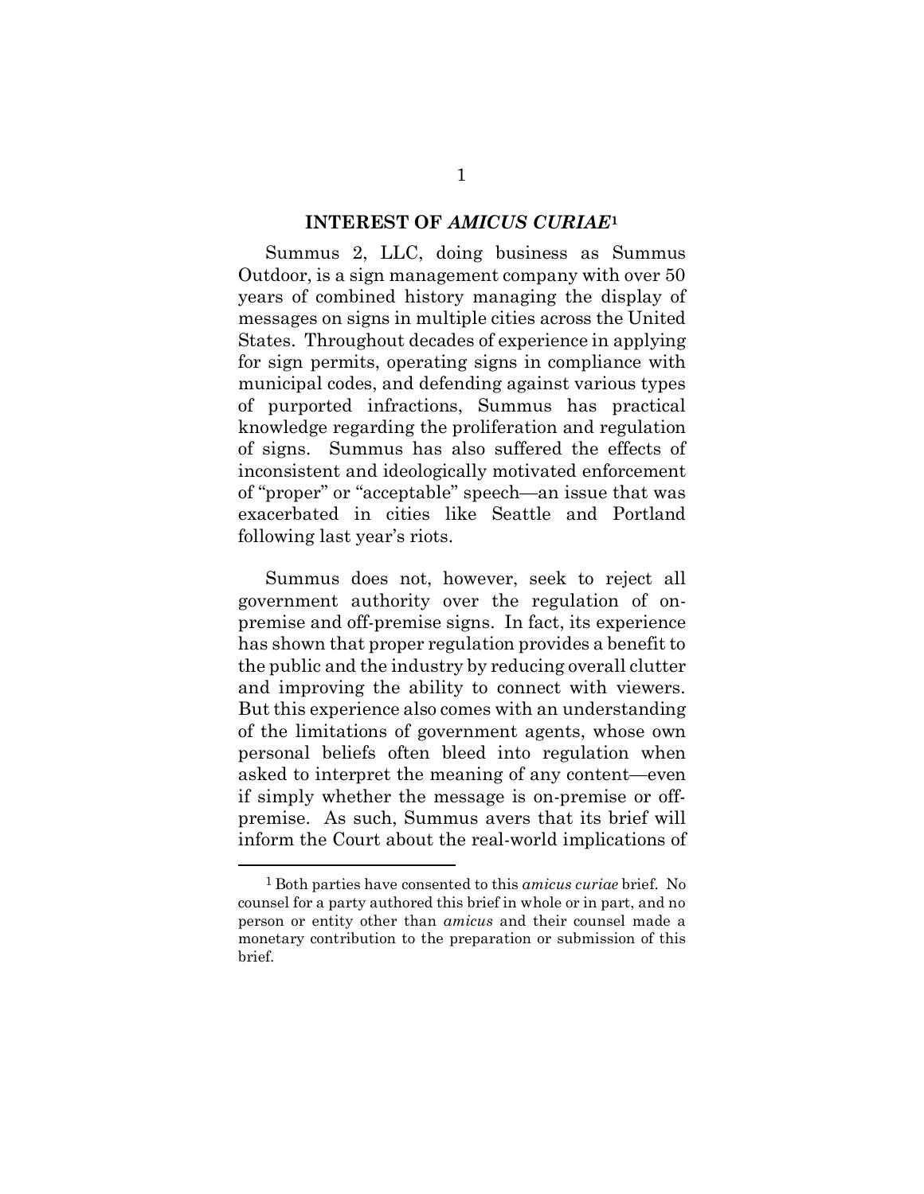## INTEREST OF *AMICUS CURIAE*[1]

Summus 2, LLC, doing business as Summus Outdoor, is a sign management company with over 50 years of combined history managing the display of messages on signs in multiple cities across the United States. Throughout decades of experience in applying for sign permits, operating signs in compliance with municipal codes, and defending against various types of purported infractions, Summus has practical knowledge regarding the proliferation and regulation of signs. Summus has also suffered the effects of inconsistent and ideologically motivated enforcement of "proper" or "acceptable" speech—an issue that was exacerbated in cities like Seattle and Portland following last year's riots.

Summus does not, however, seek to reject all government authority over the regulation of on-premise and off-premise signs. In fact, its experience has shown that proper regulation provides a benefit to the public and the industry by reducing overall clutter and improving the ability to connect with viewers. But this experience also comes with an understanding of the limitations of government agents, whose own personal beliefs often bleed into regulation when asked to interpret the meaning of any content—even if simply whether the message is on-premise or off-premise. As such, Summus avers that its brief will inform the Court about the real-world implications of

---

[1] Both parties have consented to this *amicus curiae* brief. No counsel for a party authored this brief in whole or in part, and no person or entity other than *amicus* and their counsel made a monetary contribution to the preparation or submission of this brief.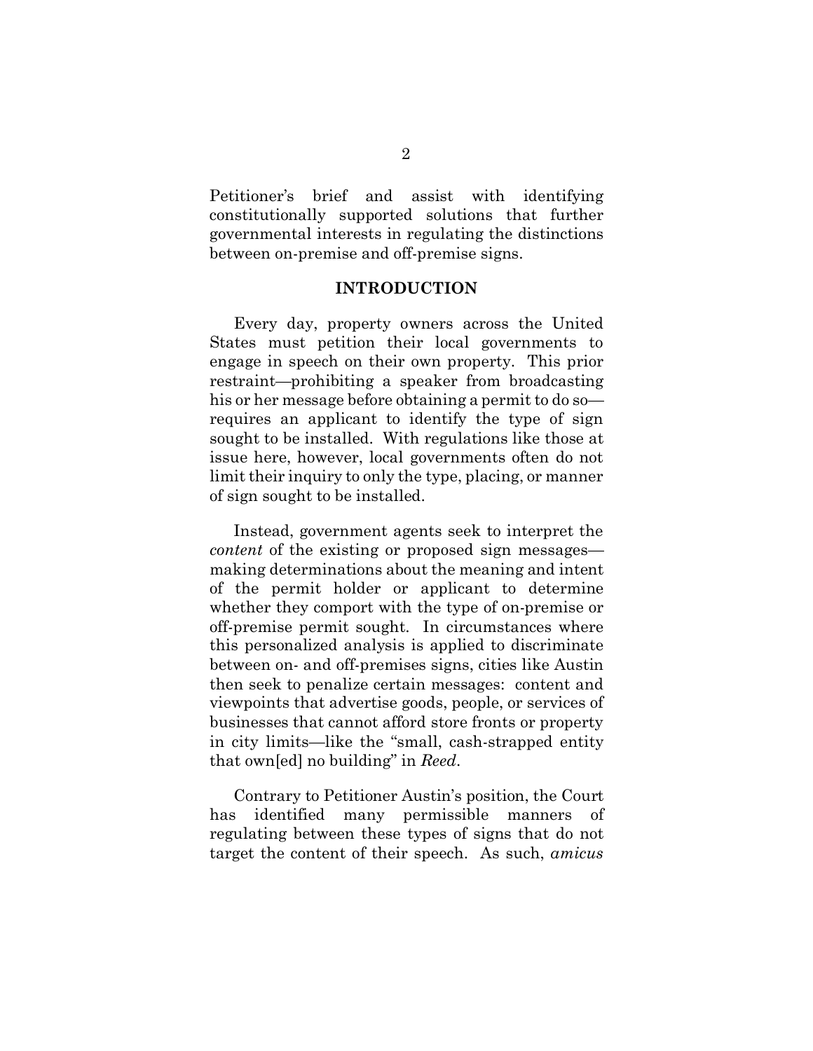Petitioner's brief and assist with identifying constitutionally supported solutions that further governmental interests in regulating the distinctions between on-premise and off-premise signs.

## INTRODUCTION

Every day, property owners across the United States must petition their local governments to engage in speech on their own property. This prior restraint—prohibiting a speaker from broadcasting his or her message before obtaining a permit to do so—requires an applicant to identify the type of sign sought to be installed. With regulations like those at issue here, however, local governments often do not limit their inquiry to only the type, placing, or manner of sign sought to be installed.

Instead, government agents seek to interpret the *content* of the existing or proposed sign messages—making determinations about the meaning and intent of the permit holder or applicant to determine whether they comport with the type of on-premise or off-premise permit sought. In circumstances where this personalized analysis is applied to discriminate between on- and off-premises signs, cities like Austin then seek to penalize certain messages: content and viewpoints that advertise goods, people, or services of businesses that cannot afford store fronts or property in city limits—like the "small, cash-strapped entity that own[ed] no building" in *Reed*.

Contrary to Petitioner Austin's position, the Court has identified many permissible manners of regulating between these types of signs that do not target the content of their speech. As such, *amicus*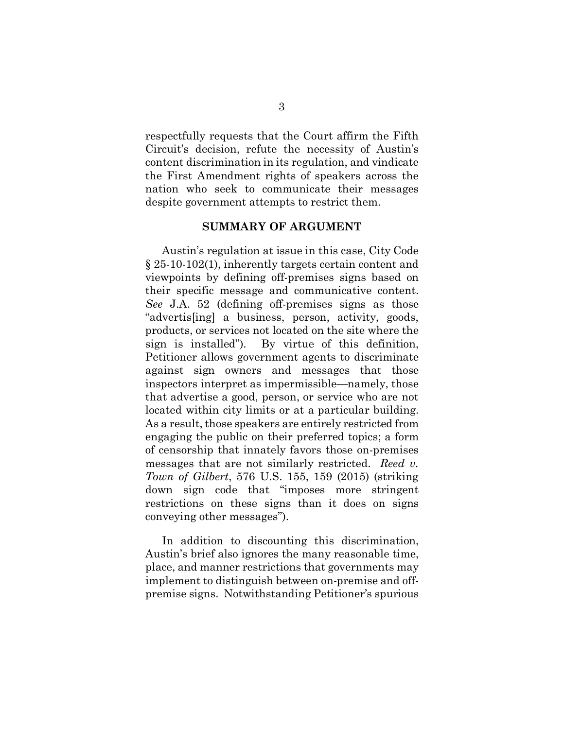respectfully requests that the Court affirm the Fifth Circuit's decision, refute the necessity of Austin's content discrimination in its regulation, and vindicate the First Amendment rights of speakers across the nation who seek to communicate their messages despite government attempts to restrict them.

## SUMMARY OF ARGUMENT

Austin's regulation at issue in this case, City Code § 25-10-102(1), inherently targets certain content and viewpoints by defining off-premises signs based on their specific message and communicative content. *See* J.A. 52 (defining off-premises signs as those "advertis[ing] a business, person, activity, goods, products, or services not located on the site where the sign is installed"). By virtue of this definition, Petitioner allows government agents to discriminate against sign owners and messages that those inspectors interpret as impermissible—namely, those that advertise a good, person, or service who are not located within city limits or at a particular building. As a result, those speakers are entirely restricted from engaging the public on their preferred topics; a form of censorship that innately favors those on-premises messages that are not similarly restricted. *Reed v. Town of Gilbert*, 576 U.S. 155, 159 (2015) (striking down sign code that "imposes more stringent restrictions on these signs than it does on signs conveying other messages").

In addition to discounting this discrimination, Austin's brief also ignores the many reasonable time, place, and manner restrictions that governments may implement to distinguish between on-premise and off-premise signs. Notwithstanding Petitioner's spurious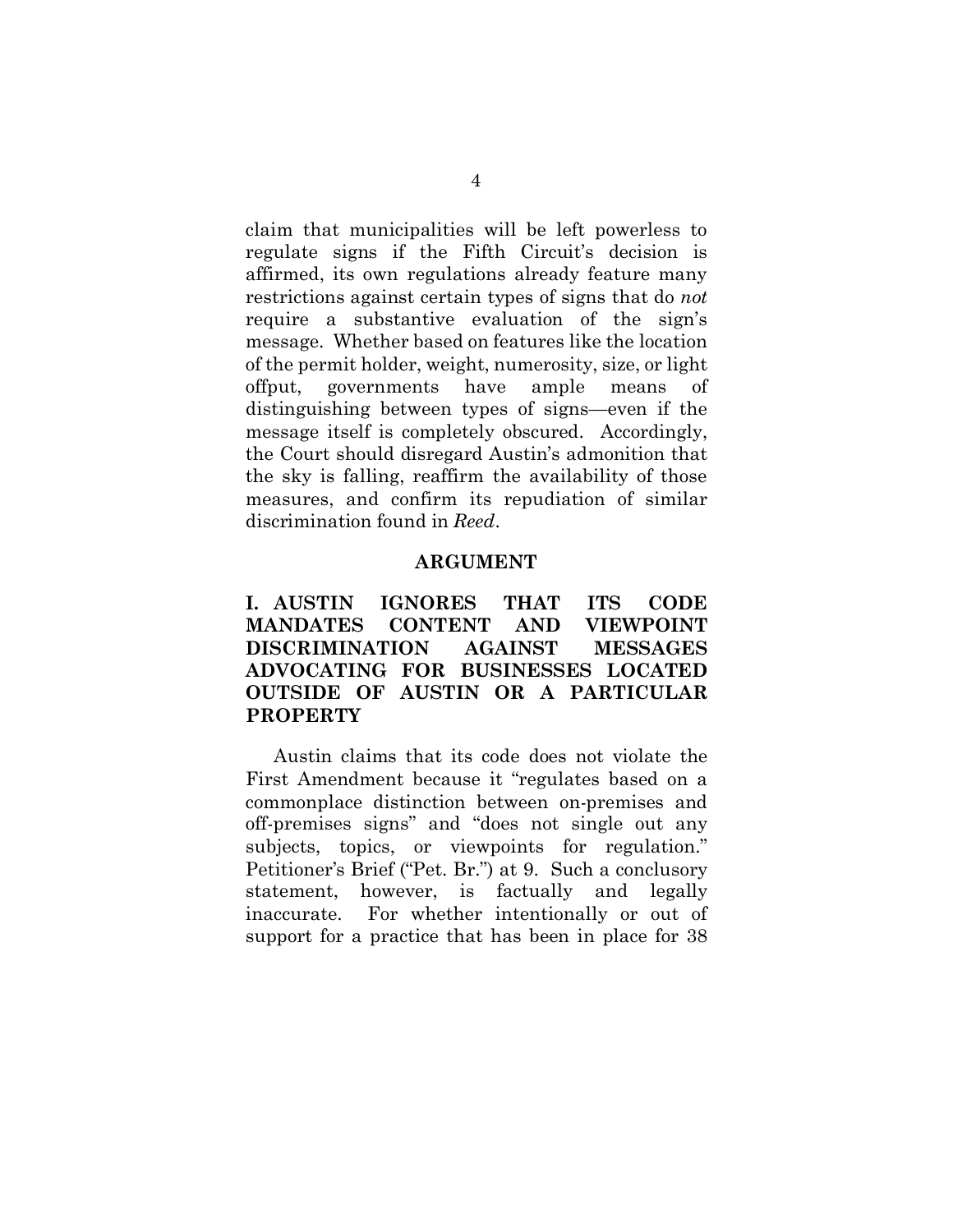claim that municipalities will be left powerless to regulate signs if the Fifth Circuit's decision is affirmed, its own regulations already feature many restrictions against certain types of signs that do *not* require a substantive evaluation of the sign's message. Whether based on features like the location of the permit holder, weight, numerosity, size, or light offput, governments have ample means of distinguishing between types of signs—even if the message itself is completely obscured. Accordingly, the Court should disregard Austin's admonition that the sky is falling, reaffirm the availability of those measures, and confirm its repudiation of similar discrimination found in *Reed*.

## ARGUMENT

### I. AUSTIN IGNORES THAT ITS CODE MANDATES CONTENT AND VIEWPOINT DISCRIMINATION AGAINST MESSAGES ADVOCATING FOR BUSINESSES LOCATED OUTSIDE OF AUSTIN OR A PARTICULAR PROPERTY

Austin claims that its code does not violate the First Amendment because it "regulates based on a commonplace distinction between on-premises and off-premises signs" and "does not single out any subjects, topics, or viewpoints for regulation." Petitioner's Brief ("Pet. Br.") at 9. Such a conclusory statement, however, is factually and legally inaccurate. For whether intentionally or out of support for a practice that has been in place for 38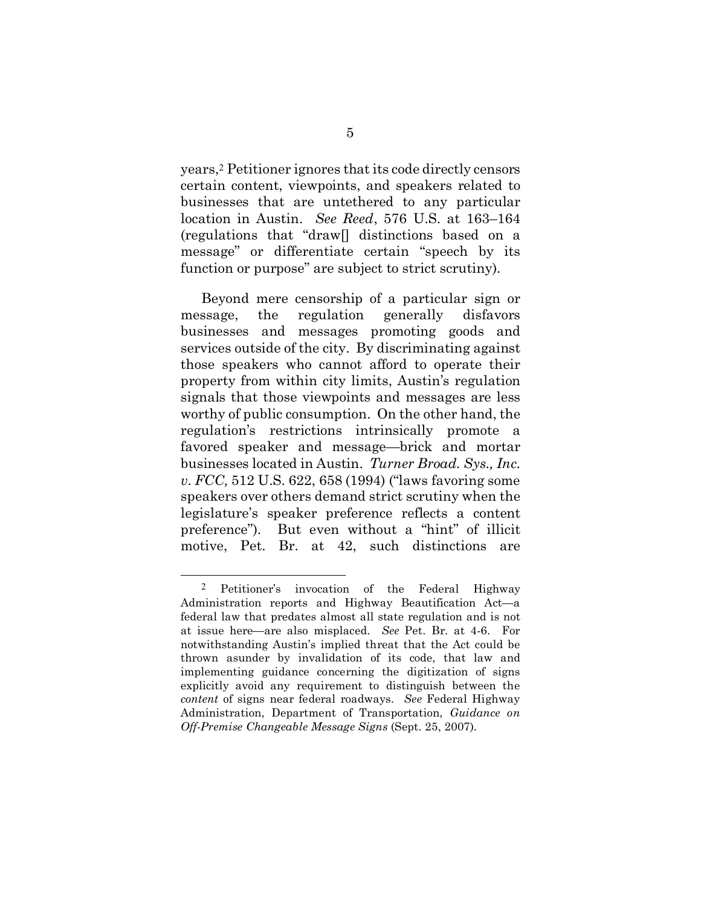years,[2] Petitioner ignores that its code directly censors certain content, viewpoints, and speakers related to businesses that are untethered to any particular location in Austin. *See Reed*, 576 U.S. at 163–164 (regulations that "draw[] distinctions based on a message" or differentiate certain "speech by its function or purpose" are subject to strict scrutiny).

Beyond mere censorship of a particular sign or message, the regulation generally disfavors businesses and messages promoting goods and services outside of the city. By discriminating against those speakers who cannot afford to operate their property from within city limits, Austin's regulation signals that those viewpoints and messages are less worthy of public consumption. On the other hand, the regulation's restrictions intrinsically promote a favored speaker and message—brick and mortar businesses located in Austin. *Turner Broad. Sys., Inc. v. FCC,* 512 U.S. 622, 658 (1994) ("laws favoring some speakers over others demand strict scrutiny when the legislature's speaker preference reflects a content preference"). But even without a "hint" of illicit motive, Pet. Br. at 42, such distinctions are

---

[2] Petitioner's invocation of the Federal Highway Administration reports and Highway Beautification Act—a federal law that predates almost all state regulation and is not at issue here—are also misplaced. *See* Pet. Br. at 4-6. For notwithstanding Austin's implied threat that the Act could be thrown asunder by invalidation of its code, that law and implementing guidance concerning the digitization of signs explicitly avoid any requirement to distinguish between the *content* of signs near federal roadways. *See* Federal Highway Administration, Department of Transportation, *Guidance on Off-Premise Changeable Message Signs* (Sept. 25, 2007).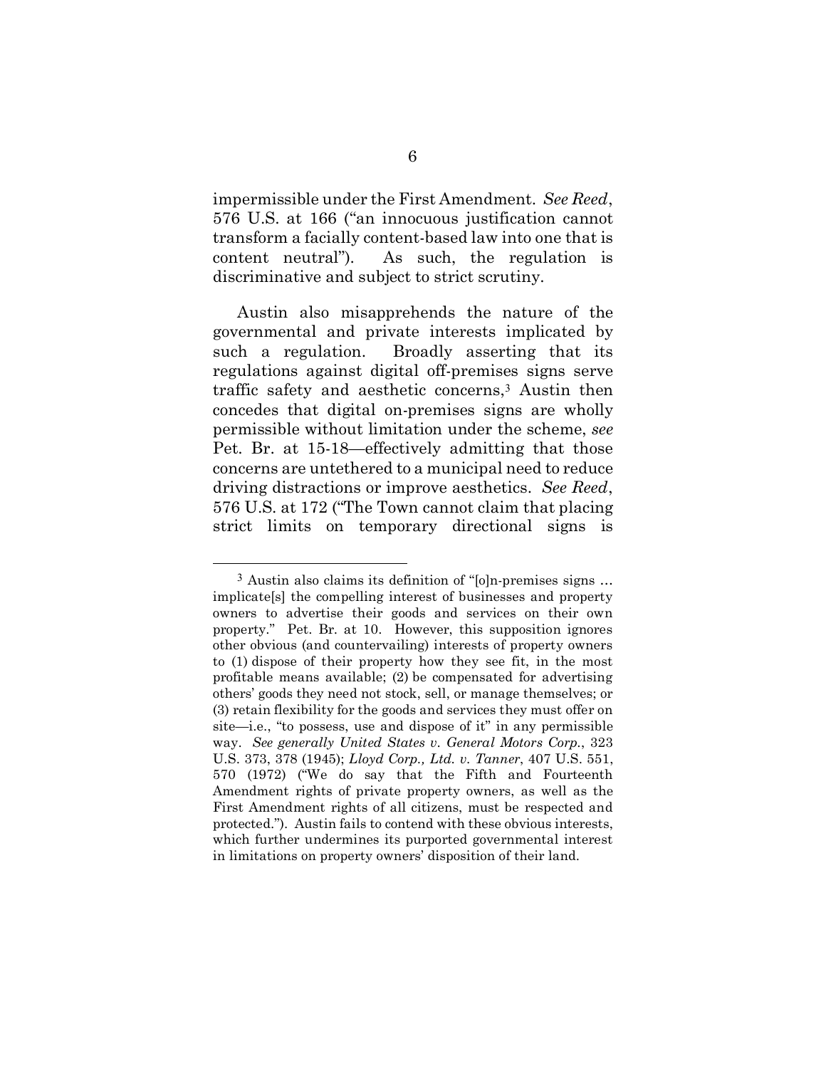impermissible under the First Amendment. *See Reed*, 576 U.S. at 166 ("an innocuous justification cannot transform a facially content-based law into one that is content neutral"). As such, the regulation is discriminative and subject to strict scrutiny.

Austin also misapprehends the nature of the governmental and private interests implicated by such a regulation. Broadly asserting that its regulations against digital off-premises signs serve traffic safety and aesthetic concerns,[3] Austin then concedes that digital on-premises signs are wholly permissible without limitation under the scheme, *see* Pet. Br. at 15-18—effectively admitting that those concerns are untethered to a municipal need to reduce driving distractions or improve aesthetics. *See Reed*, 576 U.S. at 172 ("The Town cannot claim that placing strict limits on temporary directional signs is

---

[3] Austin also claims its definition of "[o]n-premises signs … implicate[s] the compelling interest of businesses and property owners to advertise their goods and services on their own property." Pet. Br. at 10. However, this supposition ignores other obvious (and countervailing) interests of property owners to (1) dispose of their property how they see fit, in the most profitable means available; (2) be compensated for advertising others' goods they need not stock, sell, or manage themselves; or (3) retain flexibility for the goods and services they must offer on site—i.e., "to possess, use and dispose of it" in any permissible way. *See generally United States v. General Motors Corp.*, 323 U.S. 373, 378 (1945); *Lloyd Corp., Ltd. v. Tanner*, 407 U.S. 551, 570 (1972) ("We do say that the Fifth and Fourteenth Amendment rights of private property owners, as well as the First Amendment rights of all citizens, must be respected and protected."). Austin fails to contend with these obvious interests, which further undermines its purported governmental interest in limitations on property owners' disposition of their land.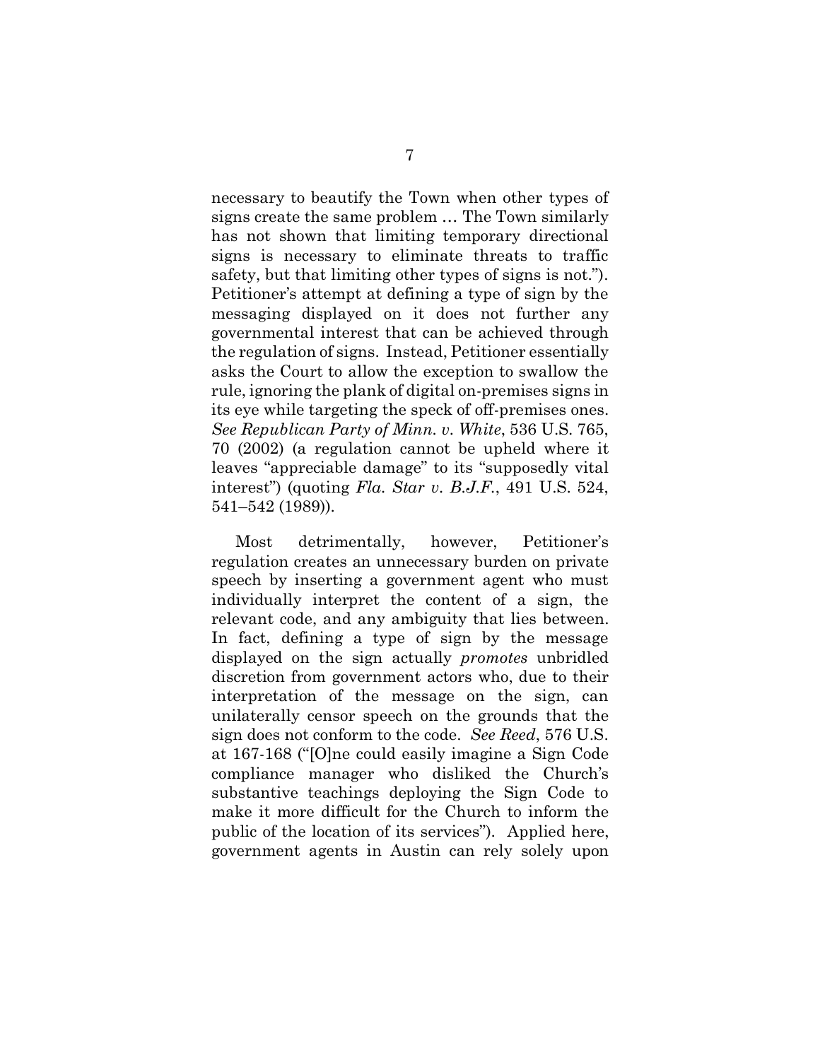necessary to beautify the Town when other types of signs create the same problem … The Town similarly has not shown that limiting temporary directional signs is necessary to eliminate threats to traffic safety, but that limiting other types of signs is not."). Petitioner's attempt at defining a type of sign by the messaging displayed on it does not further any governmental interest that can be achieved through the regulation of signs. Instead, Petitioner essentially asks the Court to allow the exception to swallow the rule, ignoring the plank of digital on-premises signs in its eye while targeting the speck of off-premises ones. *See Republican Party of Minn. v. White*, 536 U.S. 765, 70 (2002) (a regulation cannot be upheld where it leaves "appreciable damage" to its "supposedly vital interest") (quoting *Fla. Star v. B.J.F.*, 491 U.S. 524, 541–542 (1989)).

Most detrimentally, however, Petitioner's regulation creates an unnecessary burden on private speech by inserting a government agent who must individually interpret the content of a sign, the relevant code, and any ambiguity that lies between. In fact, defining a type of sign by the message displayed on the sign actually *promotes* unbridled discretion from government actors who, due to their interpretation of the message on the sign, can unilaterally censor speech on the grounds that the sign does not conform to the code. *See Reed*, 576 U.S. at 167-168 ("[O]ne could easily imagine a Sign Code compliance manager who disliked the Church's substantive teachings deploying the Sign Code to make it more difficult for the Church to inform the public of the location of its services"). Applied here, government agents in Austin can rely solely upon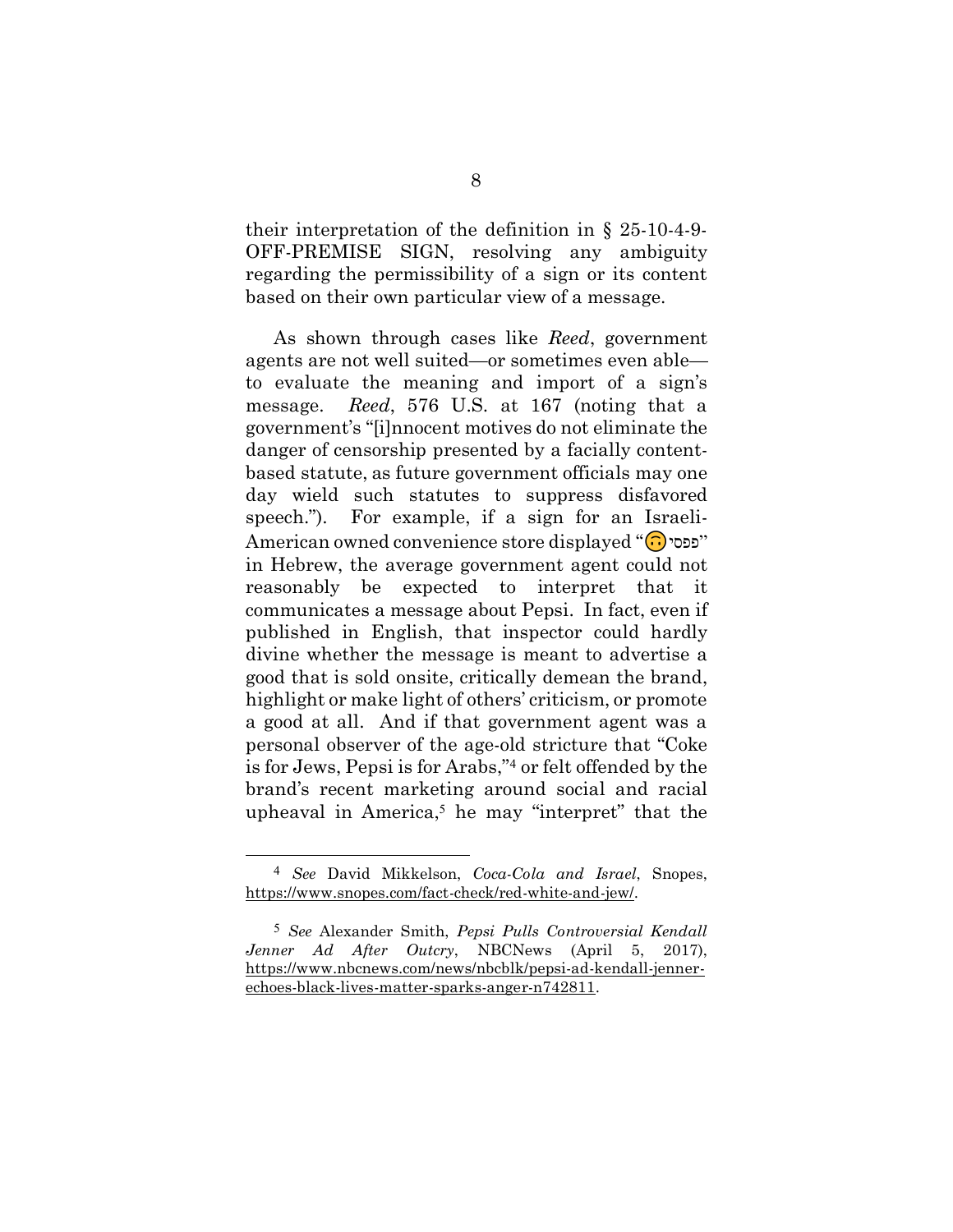their interpretation of the definition in § 25-10-4-9-OFF-PREMISE SIGN, resolving any ambiguity regarding the permissibility of a sign or its content based on their own particular view of a message.

As shown through cases like *Reed*, government agents are not well suited—or sometimes even able—to evaluate the meaning and import of a sign's message. *Reed*, 576 U.S. at 167 (noting that a government's "[i]nnocent motives do not eliminate the danger of censorship presented by a facially content-based statute, as future government officials may one day wield such statutes to suppress disfavored speech."). For example, if a sign for an Israeli-American owned convenience store displayed "פפסי🙃" in Hebrew, the average government agent could not reasonably be expected to interpret that it communicates a message about Pepsi. In fact, even if published in English, that inspector could hardly divine whether the message is meant to advertise a good that is sold onsite, critically demean the brand, highlight or make light of others' criticism, or promote a good at all. And if that government agent was a personal observer of the age-old stricture that "Coke is for Jews, Pepsi is for Arabs,"[4] or felt offended by the brand's recent marketing around social and racial upheaval in America,[5] he may "interpret" that the

---

[4] *See* David Mikkelson, *Coca-Cola and Israel*, Snopes, https://www.snopes.com/fact-check/red-white-and-jew/.

[5] *See* Alexander Smith, *Pepsi Pulls Controversial Kendall Jenner Ad After Outcry*, NBCNews (April 5, 2017), https://www.nbcnews.com/news/nbcblk/pepsi-ad-kendall-jenner-echoes-black-lives-matter-sparks-anger-n742811.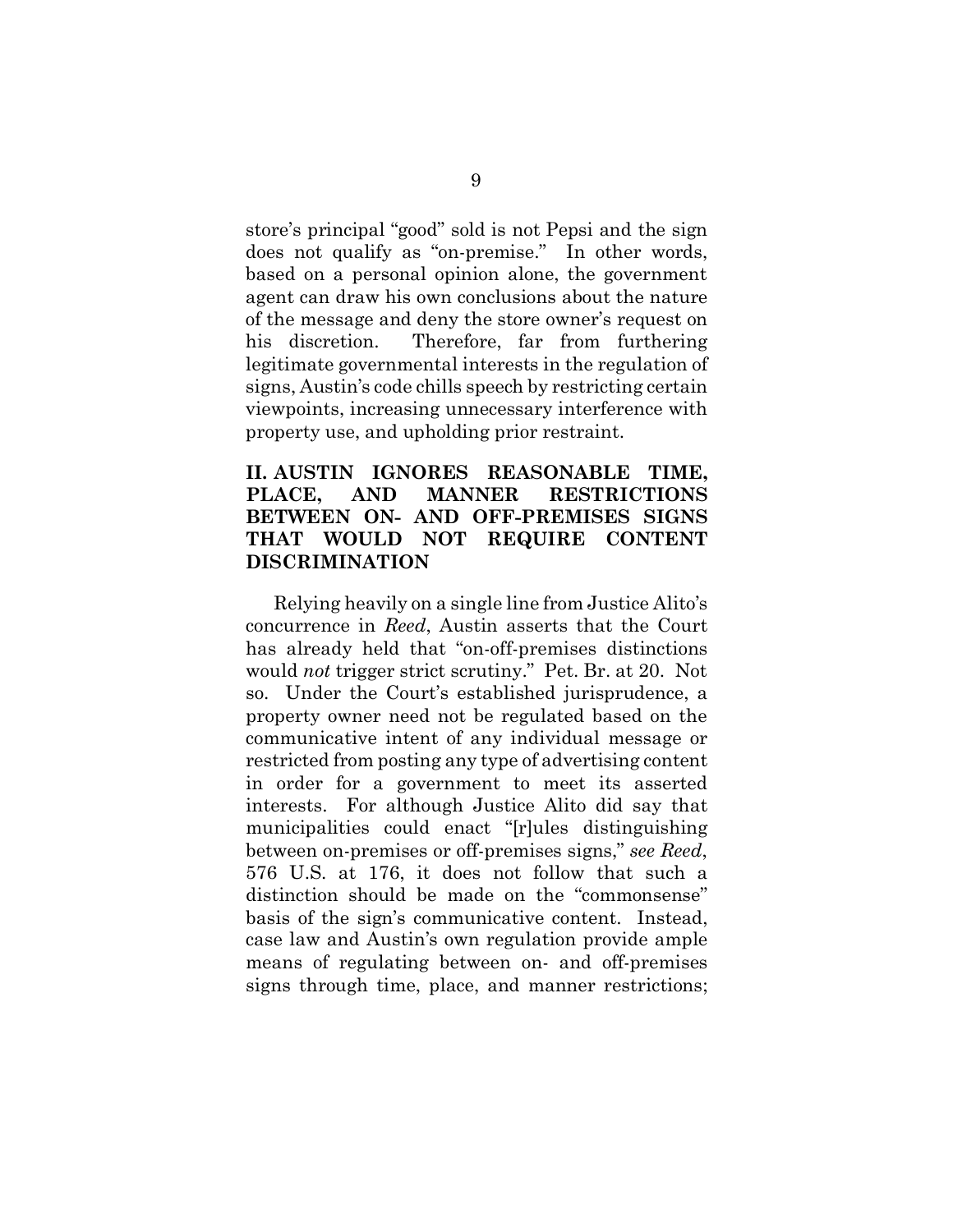store's principal "good" sold is not Pepsi and the sign does not qualify as "on-premise." In other words, based on a personal opinion alone, the government agent can draw his own conclusions about the nature of the message and deny the store owner's request on his discretion. Therefore, far from furthering legitimate governmental interests in the regulation of signs, Austin's code chills speech by restricting certain viewpoints, increasing unnecessary interference with property use, and upholding prior restraint.

## II. AUSTIN IGNORES REASONABLE TIME, PLACE, AND MANNER RESTRICTIONS BETWEEN ON- AND OFF-PREMISES SIGNS THAT WOULD NOT REQUIRE CONTENT DISCRIMINATION

Relying heavily on a single line from Justice Alito's concurrence in *Reed*, Austin asserts that the Court has already held that "on-off-premises distinctions would *not* trigger strict scrutiny." Pet. Br. at 20. Not so. Under the Court's established jurisprudence, a property owner need not be regulated based on the communicative intent of any individual message or restricted from posting any type of advertising content in order for a government to meet its asserted interests. For although Justice Alito did say that municipalities could enact "[r]ules distinguishing between on-premises or off-premises signs," *see Reed*, 576 U.S. at 176, it does not follow that such a distinction should be made on the "commonsense" basis of the sign's communicative content. Instead, case law and Austin's own regulation provide ample means of regulating between on- and off-premises signs through time, place, and manner restrictions;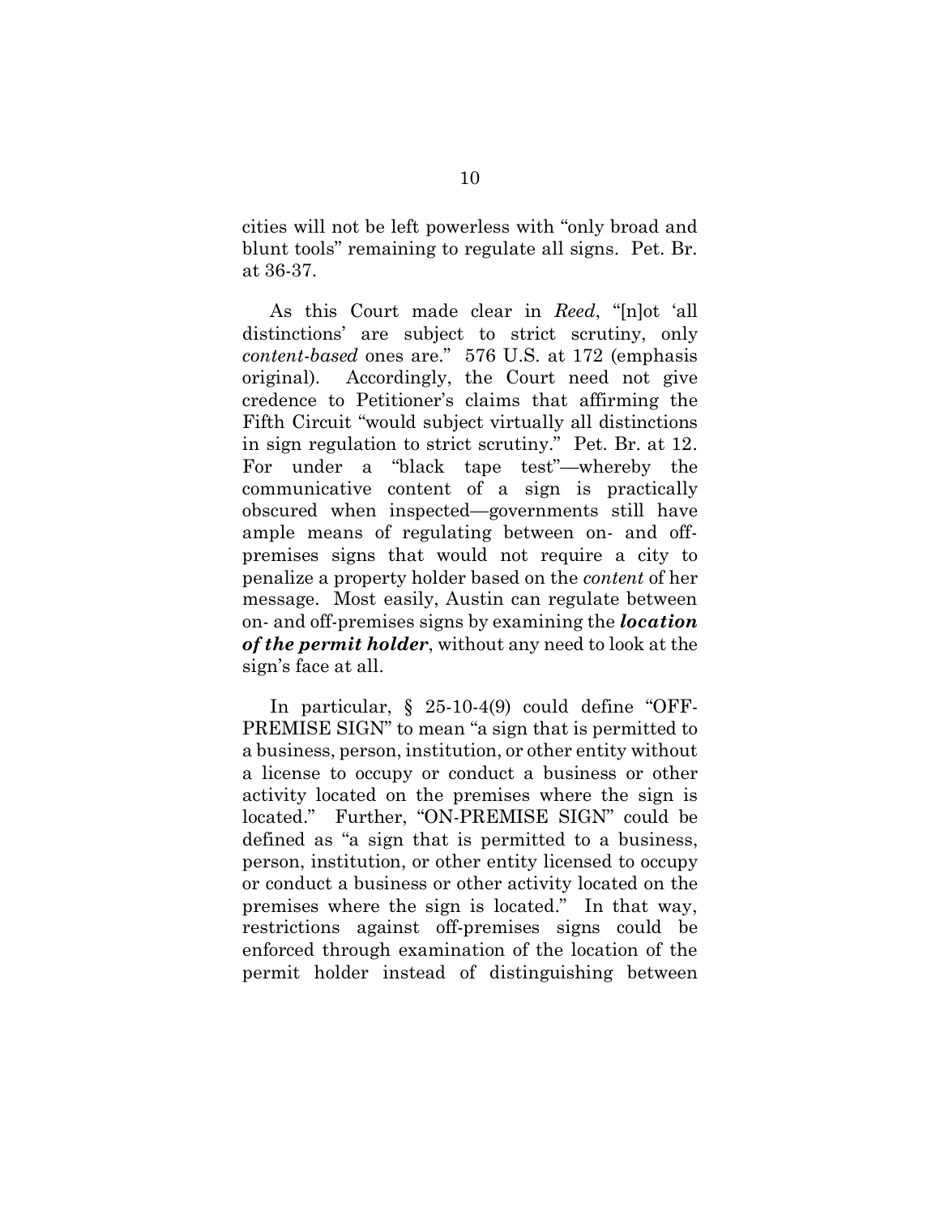cities will not be left powerless with "only broad and blunt tools" remaining to regulate all signs. Pet. Br. at 36-37.

As this Court made clear in *Reed*, "[n]ot 'all distinctions' are subject to strict scrutiny, only *content-based* ones are." 576 U.S. at 172 (emphasis original). Accordingly, the Court need not give credence to Petitioner's claims that affirming the Fifth Circuit "would subject virtually all distinctions in sign regulation to strict scrutiny." Pet. Br. at 12. For under a "black tape test"—whereby the communicative content of a sign is practically obscured when inspected—governments still have ample means of regulating between on- and off-premises signs that would not require a city to penalize a property holder based on the *content* of her message. Most easily, Austin can regulate between on- and off-premises signs by examining the ***location of the permit holder***, without any need to look at the sign's face at all.

In particular, § 25-10-4(9) could define "OFF-PREMISE SIGN" to mean "a sign that is permitted to a business, person, institution, or other entity without a license to occupy or conduct a business or other activity located on the premises where the sign is located." Further, "ON-PREMISE SIGN" could be defined as "a sign that is permitted to a business, person, institution, or other entity licensed to occupy or conduct a business or other activity located on the premises where the sign is located." In that way, restrictions against off-premises signs could be enforced through examination of the location of the permit holder instead of distinguishing between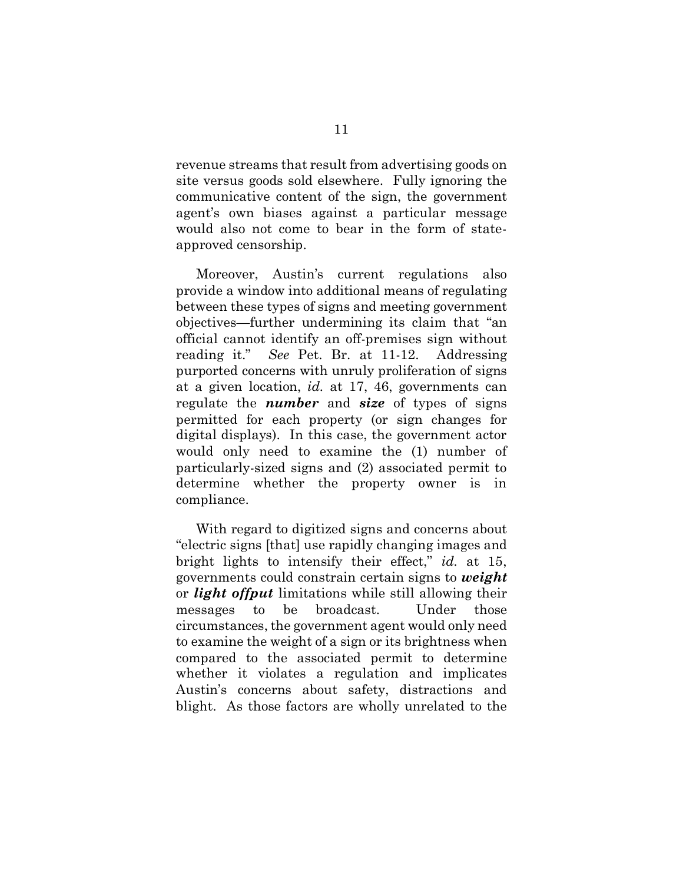revenue streams that result from advertising goods on site versus goods sold elsewhere. Fully ignoring the communicative content of the sign, the government agent's own biases against a particular message would also not come to bear in the form of state-approved censorship.

Moreover, Austin's current regulations also provide a window into additional means of regulating between these types of signs and meeting government objectives—further undermining its claim that "an official cannot identify an off-premises sign without reading it." *See* Pet. Br. at 11-12. Addressing purported concerns with unruly proliferation of signs at a given location, *id.* at 17, 46, governments can regulate the ***number*** and ***size*** of types of signs permitted for each property (or sign changes for digital displays). In this case, the government actor would only need to examine the (1) number of particularly-sized signs and (2) associated permit to determine whether the property owner is in compliance.

With regard to digitized signs and concerns about "electric signs [that] use rapidly changing images and bright lights to intensify their effect," *id.* at 15, governments could constrain certain signs to ***weight*** or ***light offput*** limitations while still allowing their messages to be broadcast. Under those circumstances, the government agent would only need to examine the weight of a sign or its brightness when compared to the associated permit to determine whether it violates a regulation and implicates Austin's concerns about safety, distractions and blight. As those factors are wholly unrelated to the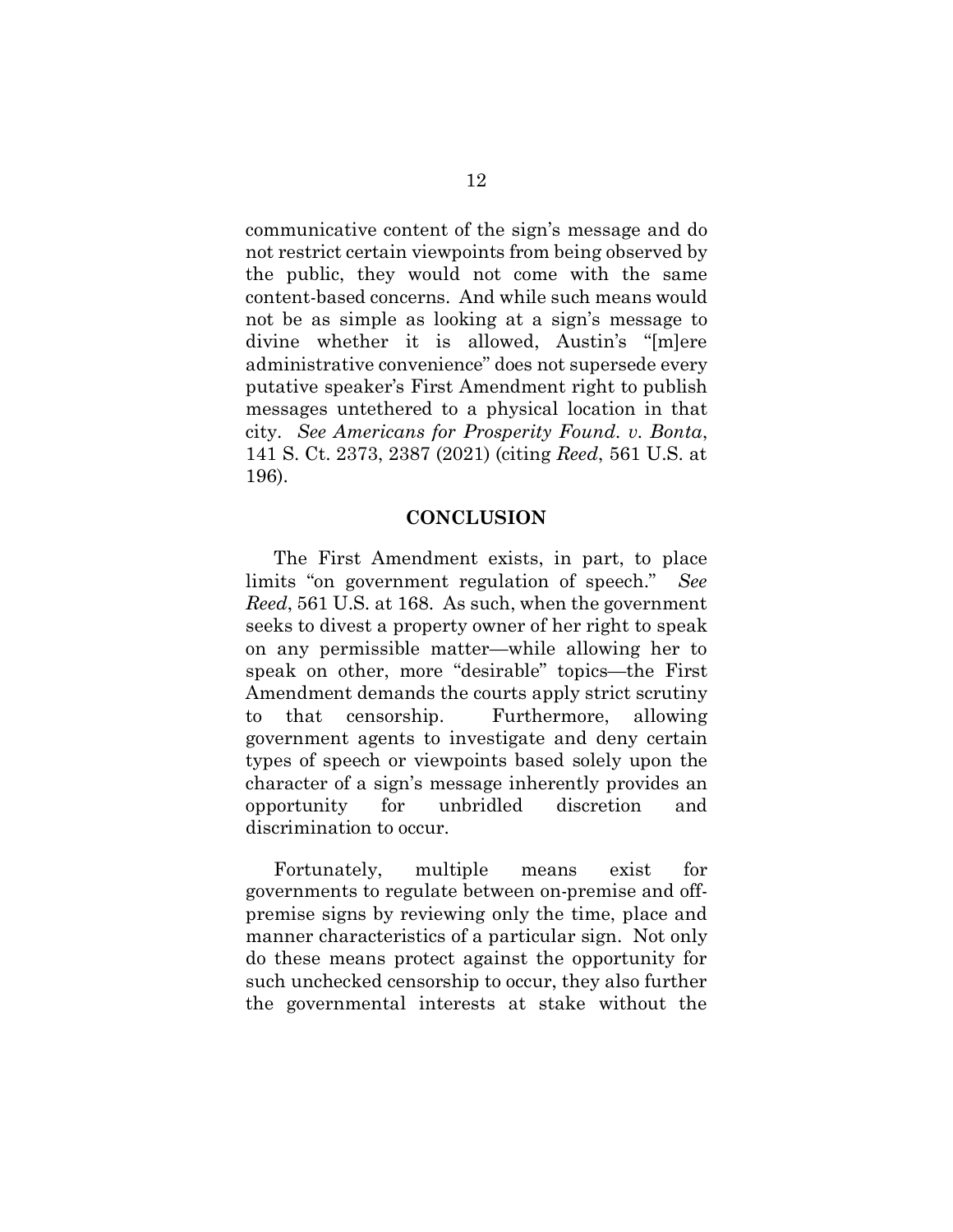communicative content of the sign's message and do not restrict certain viewpoints from being observed by the public, they would not come with the same content-based concerns. And while such means would not be as simple as looking at a sign's message to divine whether it is allowed, Austin's "[m]ere administrative convenience" does not supersede every putative speaker's First Amendment right to publish messages untethered to a physical location in that city. *See Americans for Prosperity Found. v. Bonta*, 141 S. Ct. 2373, 2387 (2021) (citing *Reed*, 561 U.S. at 196).

## CONCLUSION

The First Amendment exists, in part, to place limits "on government regulation of speech." *See Reed*, 561 U.S. at 168. As such, when the government seeks to divest a property owner of her right to speak on any permissible matter—while allowing her to speak on other, more "desirable" topics—the First Amendment demands the courts apply strict scrutiny to that censorship. Furthermore, allowing government agents to investigate and deny certain types of speech or viewpoints based solely upon the character of a sign's message inherently provides an opportunity for unbridled discretion and discrimination to occur.

Fortunately, multiple means exist for governments to regulate between on-premise and off-premise signs by reviewing only the time, place and manner characteristics of a particular sign. Not only do these means protect against the opportunity for such unchecked censorship to occur, they also further the governmental interests at stake without the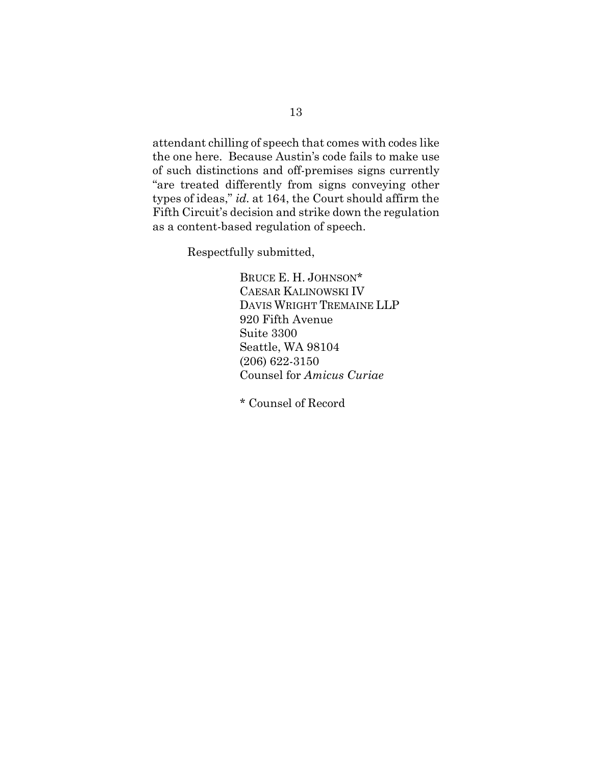attendant chilling of speech that comes with codes like the one here. Because Austin's code fails to make use of such distinctions and off-premises signs currently "are treated differently from signs conveying other types of ideas," *id.* at 164, the Court should affirm the Fifth Circuit's decision and strike down the regulation as a content-based regulation of speech.

Respectfully submitted,

BRUCE E. H. JOHNSON*
CAESAR KALINOWSKI IV
DAVIS WRIGHT TREMAINE LLP
920 Fifth Avenue
Suite 3300
Seattle, WA 98104
(206) 622-3150
Counsel for *Amicus Curiae*

\* Counsel of Record